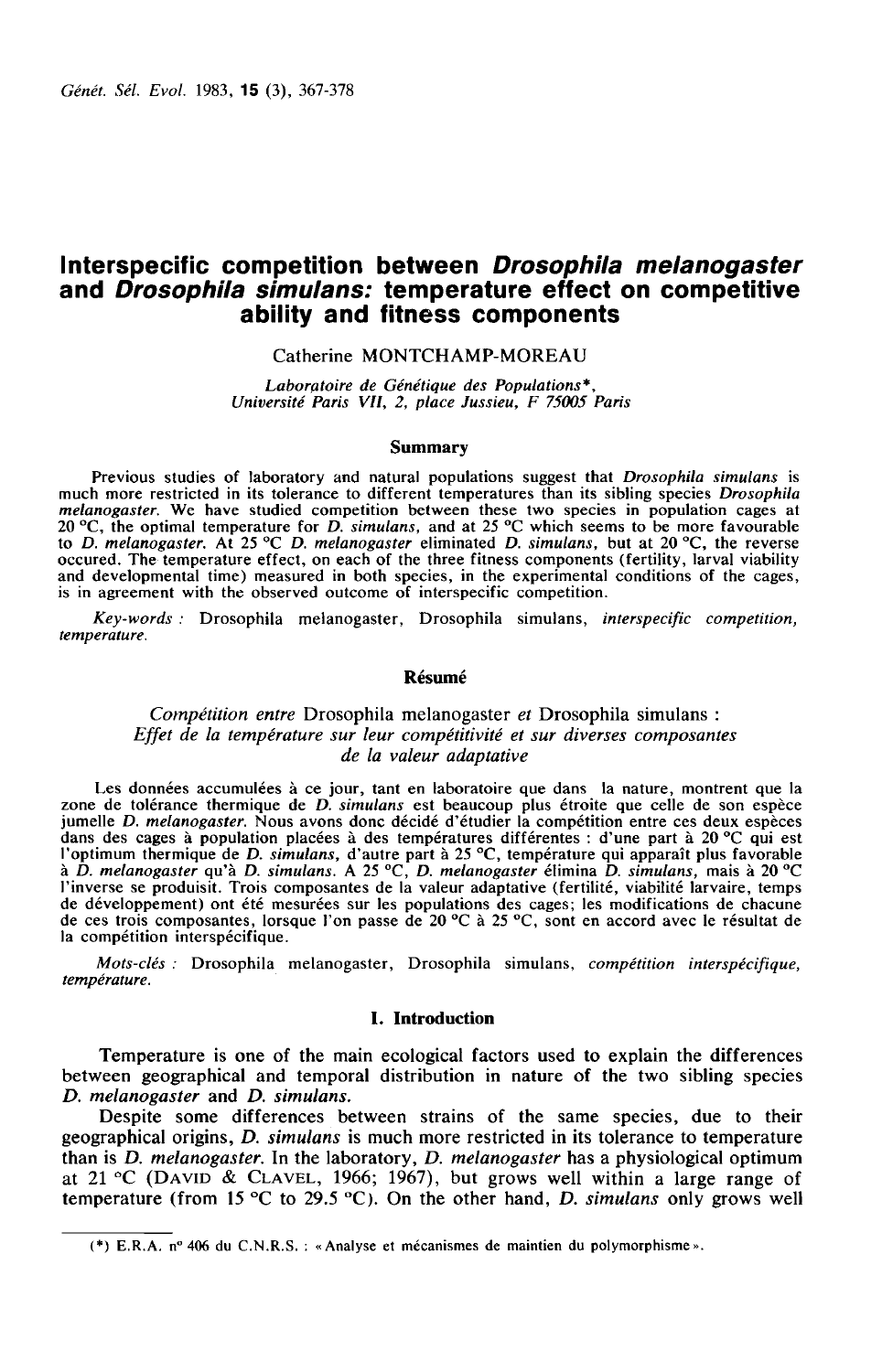# Interspecific competition between *Drosophila melanogaster* and *Drosophila simulans*: temperature effect on competitive ability and fitness components

Catherine MONTCHAMP-MOREAU

*Laboratoire de Génétique des Populations\*, Université Paris VII, 2, place Jussieu, F 75005 Paris*

### Summary

Previous studies of laboratory and natural populations suggest that *Drosophila simulans* is much more restricted in its tolerance to different temperatures than its sibling species *Drosophila melanogaster*. We have studied competition between these two species in population cages at 20 °C, the optimal temperature for *D. simulans*, and at 25 °C which seems to be more favourable to *D. melanogaster*. At 25 °C *D. melanogaster* eliminated *D. simulans*, but at 20 °C, the reverse occured. The temperature effect, on each of the three fitness components (fertility, larval viability and developmental time) measured in both species, in the experimental conditions of the cages, is in agreement with the observed outcome of interspecific competition.

*Key-words* : Drosophila melanogaster, Drosophila simulans, *interspecific competition, temperature.*

### Résumé

*Compétition entre* Drosophila melanogaster *et* Drosophila simulans : *Effet de la température sur leur compétitivité et sur diverses composantes de la valeur adaptative*

Les données accumulées à ce jour, tant en laboratoire que dans la nature, montrent que la zone de tolérance thermique de *D. simulans* est beaucoup plus étroite que celle de son espèce jumelle *D. melanogaster*. Nous avons donc décidé d'étudier la compétition entre ces deux espèces dans des cages à population placées à des températures différentes : d'une part à 20 °C qui est l'optimum thermique de *D. simulans*, d'autre part à 25 °C, température qui apparaît plus favorable à *D. melanogaster* qu'à *D. simulans*. A 25 °C, *D. melanogaster* élimina *D. simulans*, mais à 20 °C l'inverse se produisit. Trois composantes de la valeur adaptative (fertilité, viabilité larvaire, temps de développement) ont été mesurées sur les populations des cages; les modifications de chacune de ces trois composantes, lorsque l'on passe de 20 °C à 25 °C, sont en accord avec le résultat de la compétition interspécifique.

*Mots-clés* : Drosophila melanogaster, Drosophila simulans, *compétition interspécifique, température.*

## I. Introduction

Temperature is one of the main ecological factors used to explain the differences between geographical and temporal distribution in nature of the two sibling species *D. melanogaster* and *D. simulans*.

Despite some differences between strains of the same species, due to their geographical origins, *D. simulans* is much more restricted in its tolerance to temperature than is *D. melanogaster*. In the laboratory, *D. melanogaster* has a physiological optimum at 21 °C (DAVID & CLAVEL, 1966; 1967), but grows well within a large range of temperature (from 15 °C to 29.5 °C). On the other hand, *D. simulans* only grows well

(\*) E.R.A. n° 406 du C.N.R.S. : « Analyse et mécanismes de maintien du polymorphisme ».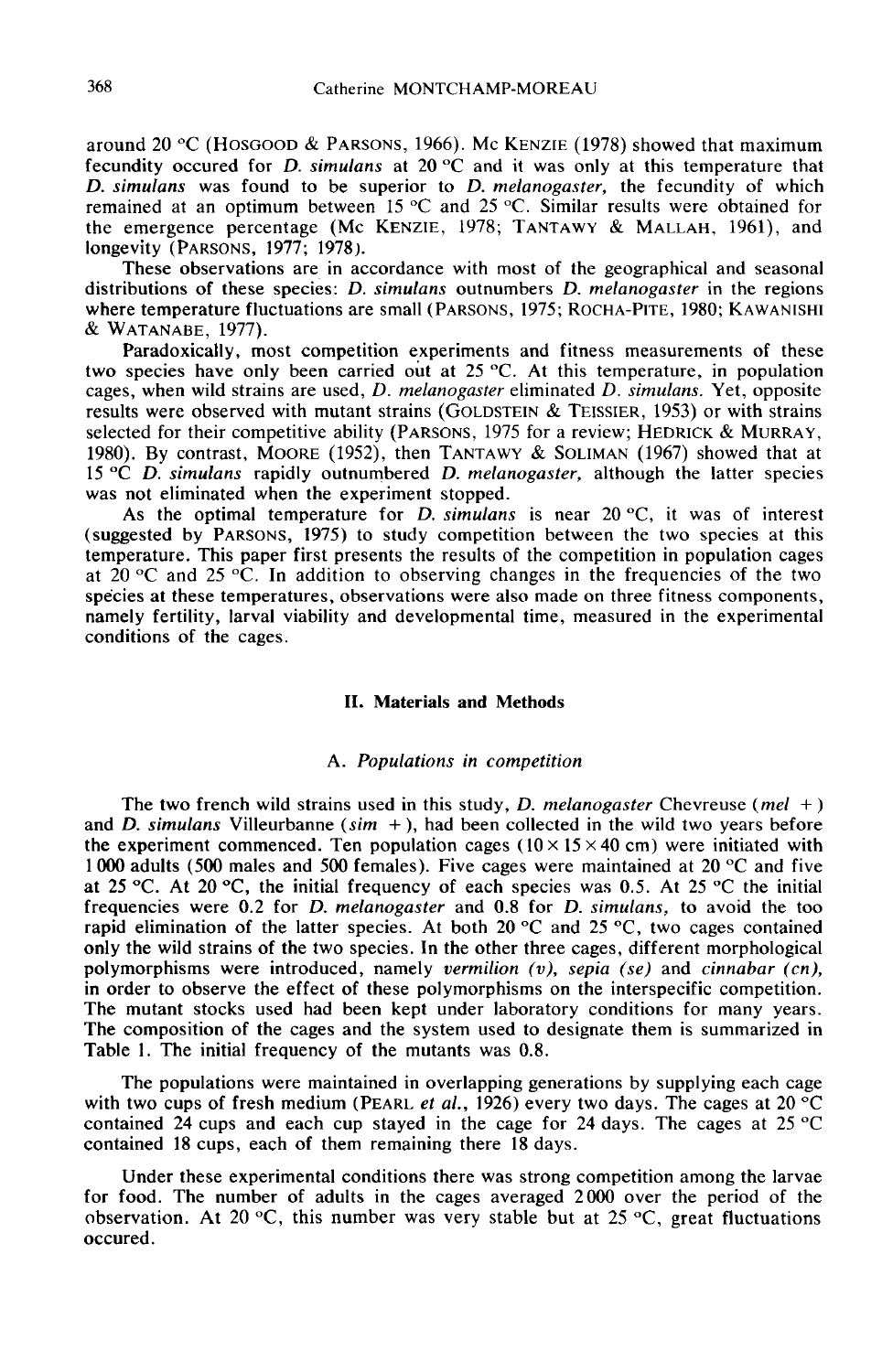around 20 °C (HOSGOOD & PARSONS, 1966). MC KENZIE (1978) showed that maximum fecundity occured for *D. simulans* at 20 °C and it was only at this temperature that *D. simulans* was found to be superior to *D. melanogaster*, the fecundity of which remained at an optimum between 15 °C and 25 °C. Similar results were obtained for the emergence percentage (MC KENZIE, 1978; TANTAWY & MALLAH, 1961), and longevity (PARSONS, 1977; 1978).

These observations are in accordance with most of the geographical and seasonal distributions of these species: *D. simulans* outnumbers *D. melanogaster* in the regions where temperature fluctuations are small (PARSONS, 1975; ROCHA-PITE, 1980; KAWANISHI & WATANABE, 1977).

Paradoxically, most competition experiments and fitness measurements of these two species have only been carried out at 25 °C. At this temperature, in population cages, when wild strains are used, *D. melanogaster* eliminated *D. simulans*. Yet, opposite results were observed with mutant strains (GOLDSTEIN & TEISSIER, 1953) or with strains selected for their competitive ability (PARSONS, 1975 for a review; HEDRICK & MURRAY, 1980). By contrast, MOORE (1952), then TANTAWY & SOLIMAN (1967) showed that at 15 °C *D. simulans* rapidly outnumbered *D. melanogaster*, although the latter species was not eliminated when the experiment stopped.

As the optimal temperature for *D. simulans* is near 20 °C, it was of interest (suggested by PARSONS, 1975) to study competition between the two species at this temperature. This paper first presents the results of the competition in population cages at 20 °C and 25 °C. In addition to observing changes in the frequencies of the two species at these temperatures, observations were also made on three fitness components, namely fertility, larval viability and developmental time, measured in the experimental conditions of the cages.

## II. Materials and Methods

### A. *Populations in competition*

The two french wild strains used in this study, *D. melanogaster* Chevreuse (*mel* +) and *D. simulans* Villeurbanne (*sim* +), had been collected in the wild two years before the experiment commenced. Ten population cages (10 × 15 × 40 cm) were initiated with 1 000 adults (500 males and 500 females). Five cages were maintained at 20 °C and five at 25 °C. At 20 °C, the initial frequency of each species was 0.5. At 25 °C the initial frequencies were 0.2 for *D. melanogaster* and 0.8 for *D. simulans*, to avoid the too rapid elimination of the latter species. At both 20 °C and 25 °C, two cages contained only the wild strains of the two species. In the other three cages, different morphological polymorphisms were introduced, namely *vermilion (v)*, *sepia (se)* and *cinnabar (cn)*, in order to observe the effect of these polymorphisms on the interspecific competition. The mutant stocks used had been kept under laboratory conditions for many years. The composition of the cages and the system used to designate them is summarized in Table 1. The initial frequency of the mutants was 0.8.

The populations were maintained in overlapping generations by supplying each cage with two cups of fresh medium (PEARL *et al.*, 1926) every two days. The cages at 20 °C contained 24 cups and each cup stayed in the cage for 24 days. The cages at 25 °C contained 18 cups, each of them remaining there 18 days.

Under these experimental conditions there was strong competition among the larvae for food. The number of adults in the cages averaged 2 000 over the period of the observation. At 20 °C, this number was very stable but at 25 °C, great fluctuations occured.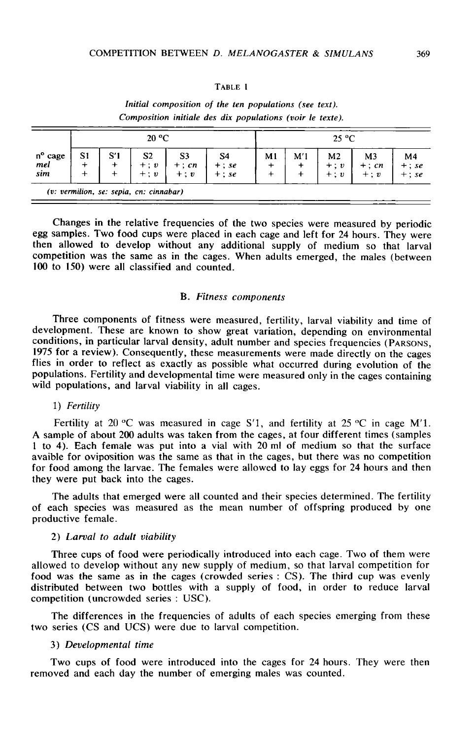TABLE 1

*Initial composition of the ten populations (see text).*
*Composition initiale des dix populations (voir le texte).*

| | 20 °C | | | | | 25 °C | | | | |
|---|---|---|---|---|---|---|---|---|---|---|
| n° cage | S1 | S'1 | S2 | S3 | S4 | M1 | M'1 | M2 | M3 | M4 |
| *mel* | + | + | + ; *v* | + ; *cn* | + ; *se* | + | + | + ; *v* | + ; *cn* | + ; *se* |
| *sim* | + | + | + ; *v* | + ; *v* | + ; *se* | + | + | + ; *v* | + ; *v* | + ; *se* |

*(v: vermilion, se: sepia, cn: cinnabar)*

Changes in the relative frequencies of the two species were measured by periodic egg samples. Two food cups were placed in each cage and left for 24 hours. They were then allowed to develop without any additional supply of medium so that larval competition was the same as in the cages. When adults emerged, the males (between 100 to 150) were all classified and counted.

### B. *Fitness components*

Three components of fitness were measured, fertility, larval viability and time of development. These are known to show great variation, depending on environmental conditions, in particular larval density, adult number and species frequencies (PARSONS, 1975 for a review). Consequently, these measurements were made directly on the cages flies in order to reflect as exactly as possible what occurred during evolution of the populations. Fertility and developmental time were measured only in the cages containing wild populations, and larval viability in all cages.

1) *Fertility*

Fertility at 20 °C was measured in cage S'1, and fertility at 25 °C in cage M'1. A sample of about 200 adults was taken from the cages, at four different times (samples 1 to 4). Each female was put into a vial with 20 ml of medium so that the surface avaible for oviposition was the same as that in the cages, but there was no competition for food among the larvae. The females were allowed to lay eggs for 24 hours and then they were put back into the cages.

The adults that emerged were all counted and their species determined. The fertility of each species was measured as the mean number of offspring produced by one productive female.

2) *Larval to adult viability*

Three cups of food were periodically introduced into each cage. Two of them were allowed to develop without any new supply of medium, so that larval competition for food was the same as in the cages (crowded series : CS). The third cup was evenly distributed between two bottles with a supply of food, in order to reduce larval competition (uncrowded series : USC).

The differences in the frequencies of adults of each species emerging from these two series (CS and UCS) were due to larval competition.

3) *Developmental time*

Two cups of food were introduced into the cages for 24 hours. They were then removed and each day the number of emerging males was counted.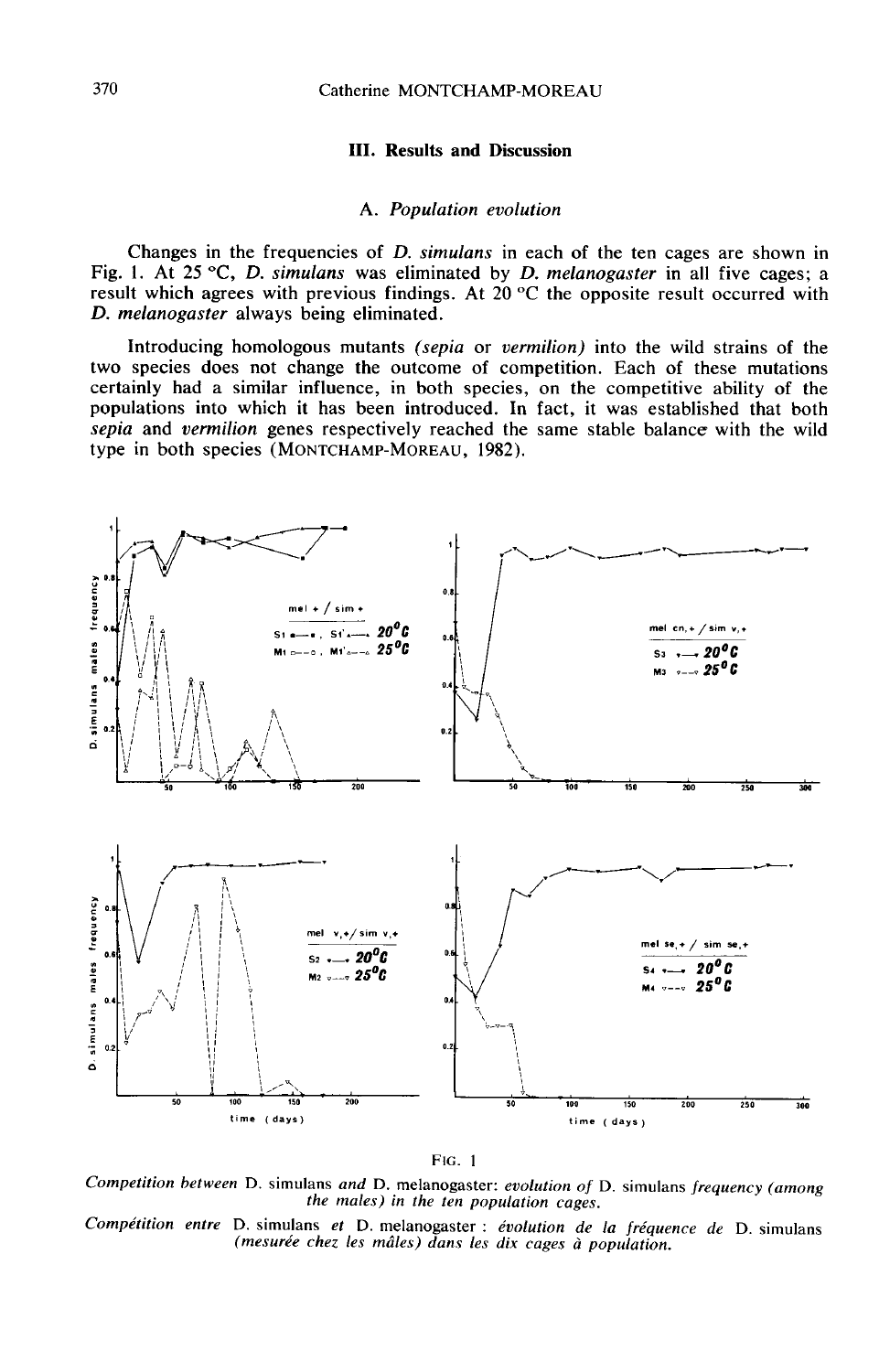### III. Results and Discussion

#### A. *Population evolution*

Changes in the frequencies of *D. simulans* in each of the ten cages are shown in Fig. 1. At 25 °C, *D. simulans* was eliminated by *D. melanogaster* in all five cages; a result which agrees with previous findings. At 20 °C the opposite result occurred with *D. melanogaster* always being eliminated.

Introducing homologous mutants *(sepia* or *vermilion)* into the wild strains of the two species does not change the outcome of competition. Each of these mutations certainly had a similar influence, in both species, on the competitive ability of the populations into which it has been introduced. In fact, it was established that both *sepia* and *vermilion* genes respectively reached the same stable balance with the wild type in both species (MONTCHAMP-MOREAU, 1982).

FIG. 1

*Competition between* D. simulans *and* D. melanogaster: *evolution of* D. simulans *frequency (among the males) in the ten population cages.*

*Compétition entre* D. simulans *et* D. melanogaster : *évolution de la fréquence de* D. simulans *(mesurée chez les mâles) dans les dix cages à population.*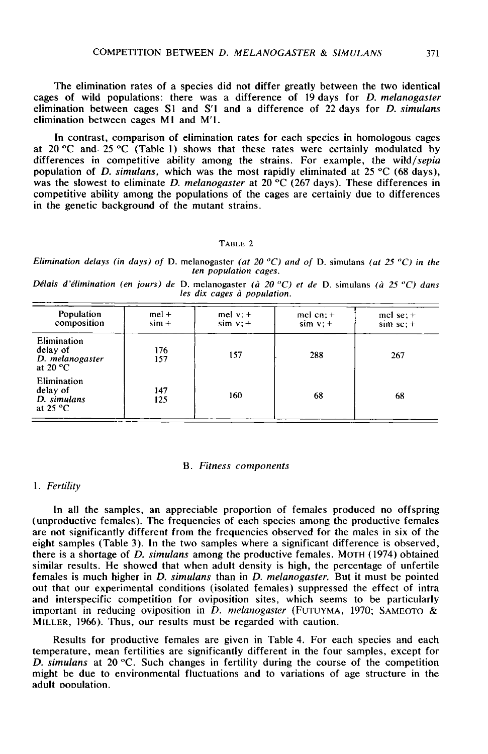The elimination rates of a species did not differ greatly between the two identical cages of wild populations: there was a difference of 19 days for *D. melanogaster* elimination between cages S1 and S'1 and a difference of 22 days for *D. simulans* elimination between cages M1 and M'1.

In contrast, comparison of elimination rates for each species in homologous cages at 20 °C and 25 °C (Table 1) shows that these rates were certainly modulated by differences in competitive ability among the strains. For example, the wild/*sepia* population of *D. simulans*, which was the most rapidly eliminated at 25 °C (68 days), was the slowest to eliminate *D. melanogaster* at 20 °C (267 days). These differences in competitive ability among the populations of the cages are certainly due to differences in the genetic background of the mutant strains.

TABLE 2

*Elimination delays (in days) of* D. melanogaster *(at 20 °C) and of* D. simulans *(at 25 °C) in the ten population cages.*

*Délais d'élimination (en jours) de* D. melanogaster *(à 20 °C) et de* D. simulans *(à 25 °C) dans les dix cages à population.*

| Population composition | mel + <br> sim + | mel v; + <br> sim v; + | mel cn; + <br> sim v; + | mel se; + <br> sim se; + |
|---|---|---|---|---|
| Elimination delay of *D. melanogaster* at 20 °C | 176 <br> 157 | 157 | 288 | 267 |
| Elimination delay of *D. simulans* at 25 °C | 147 <br> 125 | 160 | 68 | 68 |

## B. *Fitness components*

### 1. *Fertility*

In all the samples, an appreciable proportion of females produced no offspring (unproductive females). The frequencies of each species among the productive females are not significantly different from the frequencies observed for the males in six of the eight samples (Table 3). In the two samples where a significant difference is observed, there is a shortage of *D. simulans* among the productive females. MOTH (1974) obtained similar results. He showed that when adult density is high, the percentage of unfertile females is much higher in *D. simulans* than in *D. melanogaster*. But it must be pointed out that our experimental conditions (isolated females) suppressed the effect of intra and interspecific competition for oviposition sites, which seems to be particularly important in reducing oviposition in *D. melanogaster* (FUTUYMA, 1970; SAMEOTO & MILLER, 1966). Thus, our results must be regarded with caution.

Results for productive females are given in Table 4. For each species and each temperature, mean fertilities are significantly different in the four samples, except for *D. simulans* at 20 °C. Such changes in fertility during the course of the competition might be due to environmental fluctuations and to variations of age structure in the adult population.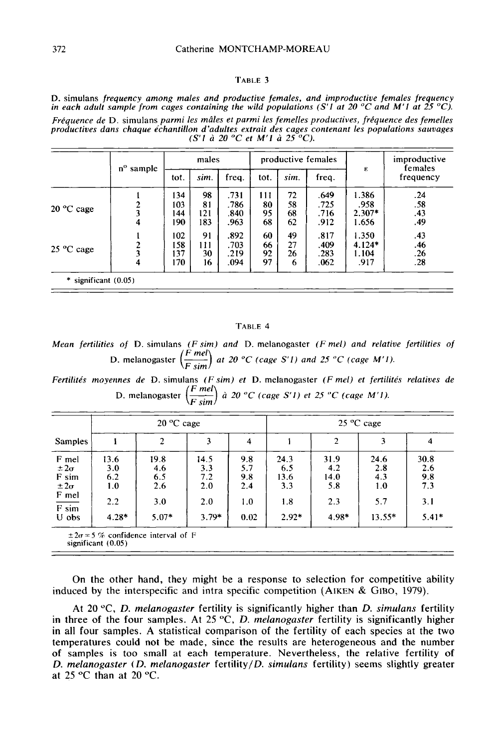TABLE 3

*D. simulans frequency among males and productive females, and improductive females frequency in each adult sample from cages containing the wild populations (S'1 at 20 °C and M'1 at 25 °C).*

*Fréquence de D. simulans parmi les mâles et parmi les femelles productives, fréquence des femelles productives dans chaque échantillon d'adultes extrait des cages contenant les populations sauvages (S'1 à 20 °C et M'1 à 25 °C).*

| | n° sample | males | | | productive females | | | ε | improductive females frequency |
|---|---|---|---|---|---|---|---|---|---|
| | | tot. | *sim.* | freq. | tot. | *sim.* | freq. | | |
| 20 °C cage | 1 | 134 | 98 | .731 | 111 | 72 | .649 | 1.386 | .24 |
| | 2 | 103 | 81 | .786 | 80 | 58 | .725 | .958 | .58 |
| | 3 | 144 | 121 | .840 | 95 | 68 | .716 | 2.307* | .43 |
| | 4 | 190 | 183 | .963 | 68 | 62 | .912 | 1.656 | .49 |
| 25 °C cage | 1 | 102 | 91 | .892 | 60 | 49 | .817 | 1.350 | .43 |
| | 2 | 158 | 111 | .703 | 66 | 27 | .409 | 4.124* | .46 |
| | 3 | 137 | 30 | .219 | 92 | 26 | .283 | 1.104 | .26 |
| | 4 | 170 | 16 | .094 | 97 | 6 | .062 | .917 | .28 |

\* significant (0.05)

TABLE 4

*Mean fertilities of D. simulans (F sim) and D. melanogaster (F mel) and relative fertilities of D. melanogaster $\left(\frac{F\ mel}{F\ sim}\right)$ at 20 °C (cage S'1) and 25 °C (cage M'1).*

*Fertilités moyennes de D. simulans (F sim) et D. melanogaster (F mel) et fertilités relatives de D. melanogaster $\left(\frac{F\ mel}{F\ sim}\right)$ à 20 °C (cage S'1) et 25 °C (cage M'1).*

| | 20 °C cage | | | | 25 °C cage | | | |
|---|---|---|---|---|---|---|---|---|
| Samples | 1 | 2 | 3 | 4 | 1 | 2 | 3 | 4 |
| F mel | 13.6 | 19.8 | 14.5 | 9.8 | 24.3 | 31.9 | 24.6 | 30.8 |
| $\pm 2\sigma$ | 3.0 | 4.6 | 3.3 | 5.7 | 6.5 | 4.2 | 2.8 | 2.6 |
| F sim | 6.2 | 6.5 | 7.2 | 9.8 | 13.6 | 14.0 | 4.3 | 9.8 |
| $\pm 2\sigma$ | 1.0 | 2.6 | 2.0 | 2.4 | 3.3 | 5.8 | 1.0 | 7.3 |
| $\frac{F\ mel}{F\ sim}$ | 2.2 | 3.0 | 2.0 | 1.0 | 1.8 | 2.3 | 5.7 | 3.1 |
| U obs | 4.28* | 5.07* | 3.79* | 0.02 | 2.92* | 4.98* | 13.55* | 5.41* |

$\pm 2\sigma = 5$ % confidence interval of F
significant (0.05)

On the other hand, they might be a response to selection for competitive ability induced by the interspecific and intra specific competition (AIKEN & GIBO, 1979).

At 20 °C, *D. melanogaster* fertility is significantly higher than *D. simulans* fertility in three of the four samples. At 25 °C, *D. melanogaster* fertility is significantly higher in all four samples. A statistical comparison of the fertility of each species at the two temperatures could not be made, since the results are heterogeneous and the number of samples is too small at each temperature. Nevertheless, the relative fertility of *D. melanogaster* (*D. melanogaster* fertility/*D. simulans* fertility) seems slightly greater at 25 °C than at 20 °C.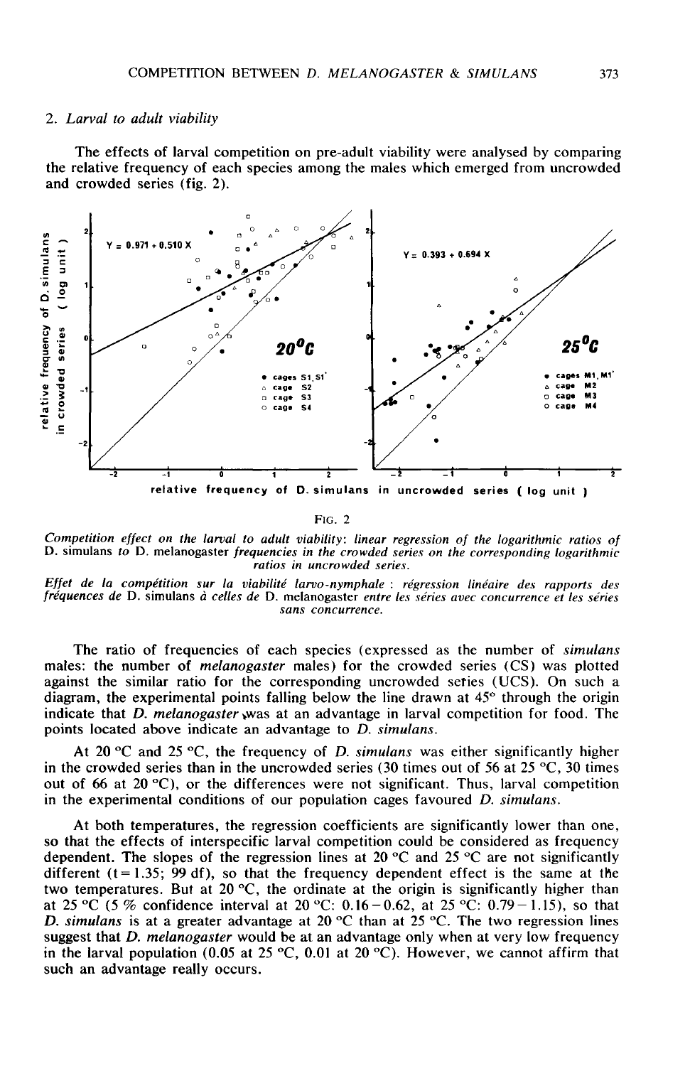## 2. *Larval to adult viability*

The effects of larval competition on pre-adult viability were analysed by comparing the relative frequency of each species among the males which emerged from uncrowded and crowded series (fig. 2).

FIG. 2

*Competition effect on the larval to adult viability: linear regression of the logarithmic ratios of* D. simulans *to* D. melanogaster *frequencies in the crowded series on the corresponding logarithmic ratios in uncrowded series.*

*Effet de la compétition sur la viabilité larvo-nymphale : régression linéaire des rapports des fréquences de* D. simulans *à celles de* D. melanogaster *entre les séries avec concurrence et les séries sans concurrence.*

The ratio of frequencies of each species (expressed as the number of *simulans* males: the number of *melanogaster* males) for the crowded series (CS) was plotted against the similar ratio for the corresponding uncrowded series (UCS). On such a diagram, the experimental points falling below the line drawn at 45° through the origin indicate that *D. melanogaster* was at an advantage in larval competition for food. The points located above indicate an advantage to *D. simulans*.

At 20 °C and 25 °C, the frequency of *D. simulans* was either significantly higher in the crowded series than in the uncrowded series (30 times out of 56 at 25 °C, 30 times out of 66 at 20 °C), or the differences were not significant. Thus, larval competition in the experimental conditions of our population cages favoured *D. simulans*.

At both temperatures, the regression coefficients are significantly lower than one, so that the effects of interspecific larval competition could be considered as frequency dependent. The slopes of the regression lines at 20 °C and 25 °C are not significantly different ($t = 1.35$; 99 df), so that the frequency dependent effect is the same at the two temperatures. But at 20 °C, the ordinate at the origin is significantly higher than at 25 °C (5 % confidence interval at 20 °C: 0.16 − 0.62, at 25 °C: 0.79 − 1.15), so that *D. simulans* is at a greater advantage at 20 °C than at 25 °C. The two regression lines suggest that *D. melanogaster* would be at an advantage only when at very low frequency in the larval population (0.05 at 25 °C, 0.01 at 20 °C). However, we cannot affirm that such an advantage really occurs.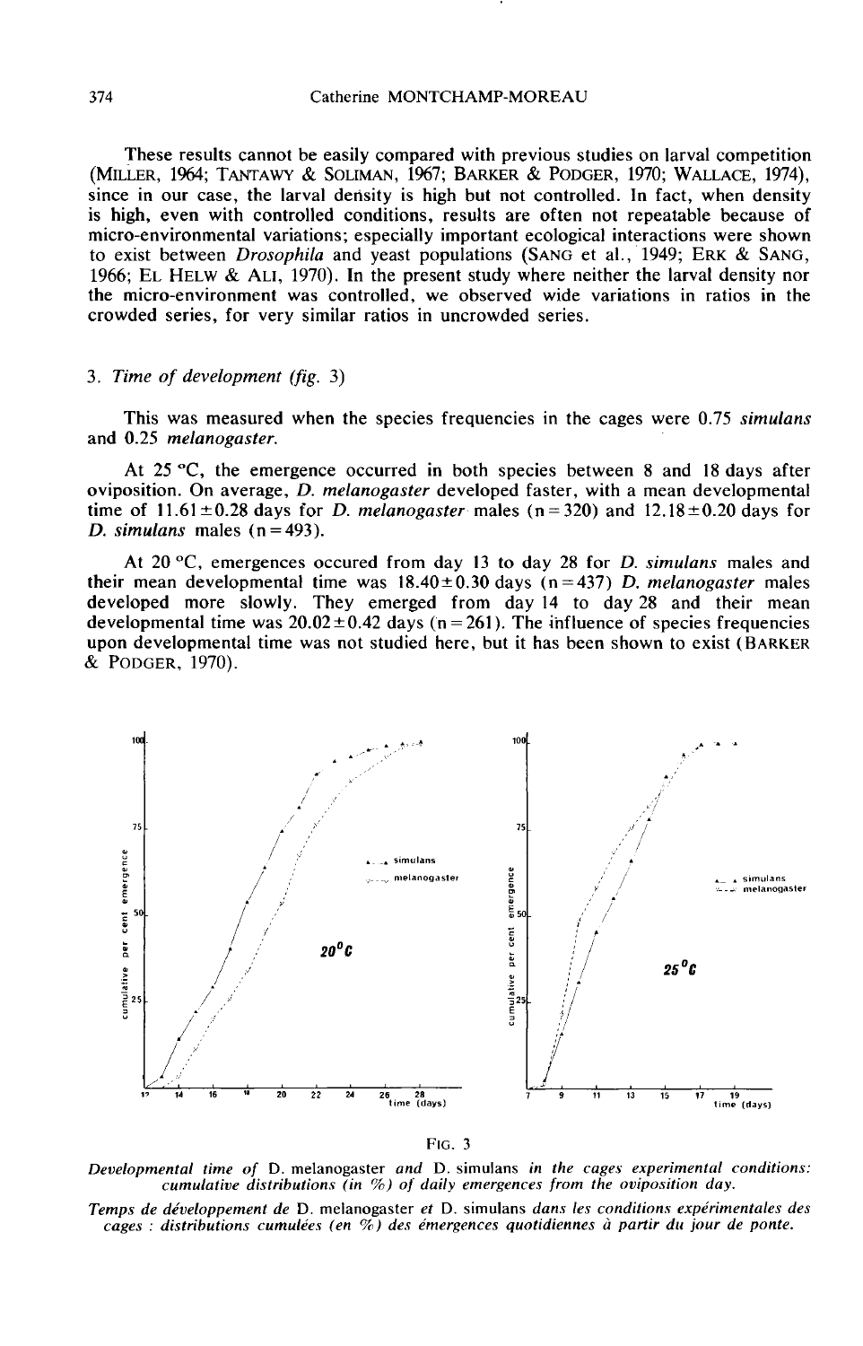These results cannot be easily compared with previous studies on larval competition (MILLER, 1964; TANTAWY & SOLIMAN, 1967; BARKER & PODGER, 1970; WALLACE, 1974), since in our case, the larval density is high but not controlled. In fact, when density is high, even with controlled conditions, results are often not repeatable because of micro-environmental variations; especially important ecological interactions were shown to exist between *Drosophila* and yeast populations (SANG et al., 1949; ERK & SANG, 1966; EL HELW & ALI, 1970). In the present study where neither the larval density nor the micro-environment was controlled, we observed wide variations in ratios in the crowded series, for very similar ratios in uncrowded series.

### 3. *Time of development (fig. 3)*

This was measured when the species frequencies in the cages were 0.75 *simulans* and 0.25 *melanogaster*.

At 25 °C, the emergence occurred in both species between 8 and 18 days after oviposition. On average, *D. melanogaster* developed faster, with a mean developmental time of 11.61±0.28 days for *D. melanogaster* males (n=320) and 12.18±0.20 days for *D. simulans* males (n=493).

At 20 °C, emergences occured from day 13 to day 28 for *D. simulans* males and their mean developmental time was 18.40±0.30 days (n=437) *D. melanogaster* males developed more slowly. They emerged from day 14 to day 28 and their mean developmental time was 20.02±0.42 days (n=261). The influence of species frequencies upon developmental time was not studied here, but it has been shown to exist (BARKER & PODGER, 1970).

FIG. 3

*Developmental time of* D. melanogaster *and* D. simulans *in the cages experimental conditions: cumulative distributions (in %) of daily emergences from the oviposition day.*

*Temps de développement de* D. melanogaster *et* D. simulans *dans les conditions expérimentales des cages : distributions cumulées (en %) des émergences quotidiennes à partir du jour de ponte.*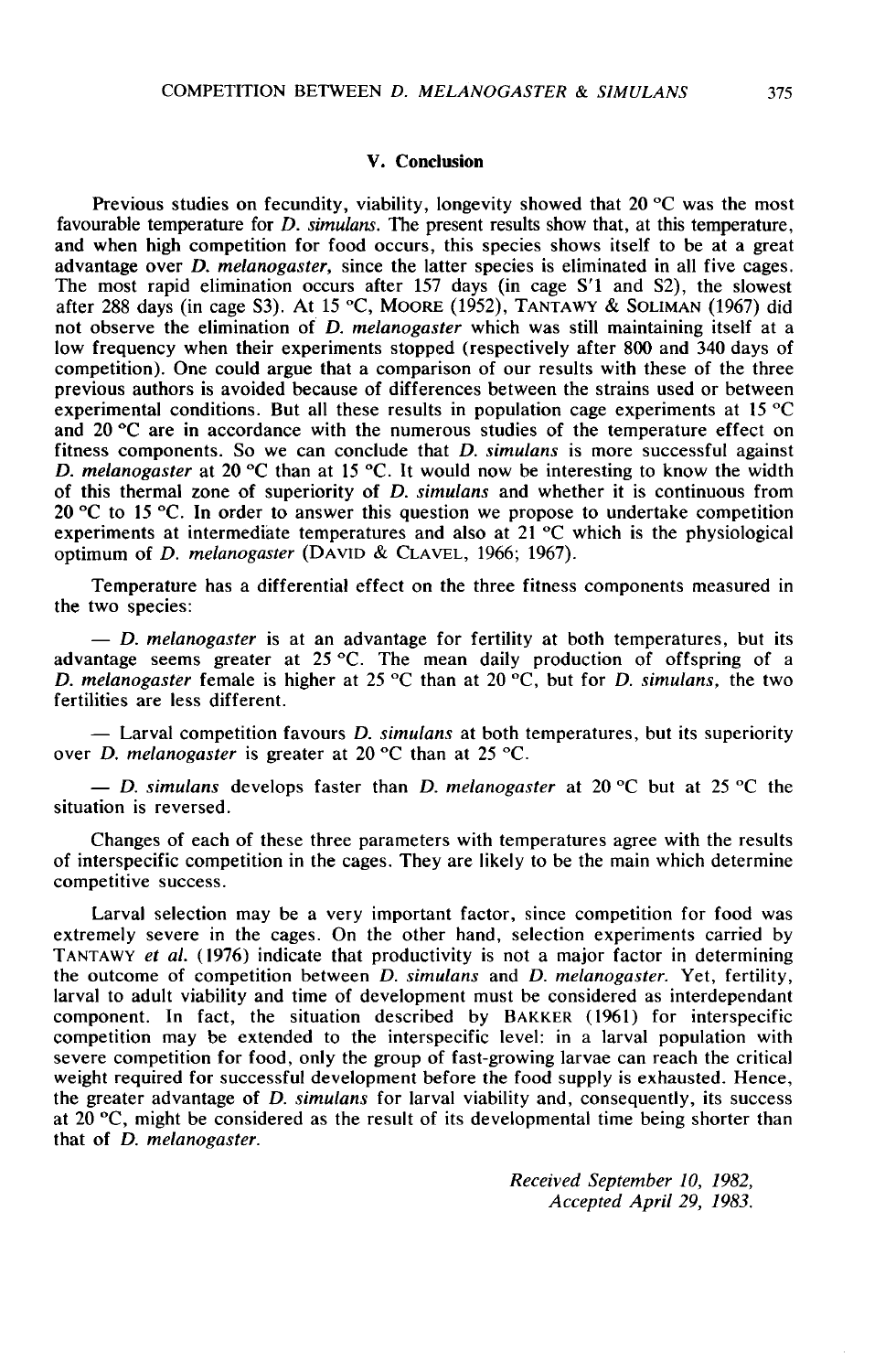## V. Conclusion

Previous studies on fecundity, viability, longevity showed that 20 °C was the most favourable temperature for *D. simulans*. The present results show that, at this temperature, and when high competition for food occurs, this species shows itself to be at a great advantage over *D. melanogaster*, since the latter species is eliminated in all five cages. The most rapid elimination occurs after 157 days (in cage S'1 and S2), the slowest after 288 days (in cage S3). At 15 °C, MOORE (1952), TANTAWY & SOLIMAN (1967) did not observe the elimination of *D. melanogaster* which was still maintaining itself at a low frequency when their experiments stopped (respectively after 800 and 340 days of competition). One could argue that a comparison of our results with these of the three previous authors is avoided because of differences between the strains used or between experimental conditions. But all these results in population cage experiments at 15 °C and 20 °C are in accordance with the numerous studies of the temperature effect on fitness components. So we can conclude that *D. simulans* is more successful against *D. melanogaster* at 20 °C than at 15 °C. It would now be interesting to know the width of this thermal zone of superiority of *D. simulans* and whether it is continuous from 20 °C to 15 °C. In order to answer this question we propose to undertake competition experiments at intermediate temperatures and also at 21 °C which is the physiological optimum of *D. melanogaster* (DAVID & CLAVEL, 1966; 1967).

Temperature has a differential effect on the three fitness components measured in the two species:

— *D. melanogaster* is at an advantage for fertility at both temperatures, but its advantage seems greater at 25 °C. The mean daily production of offspring of a *D. melanogaster* female is higher at 25 °C than at 20 °C, but for *D. simulans*, the two fertilities are less different.

— Larval competition favours *D. simulans* at both temperatures, but its superiority over *D. melanogaster* is greater at 20 °C than at 25 °C.

— *D. simulans* develops faster than *D. melanogaster* at 20 °C but at 25 °C the situation is reversed.

Changes of each of these three parameters with temperatures agree with the results of interspecific competition in the cages. They are likely to be the main which determine competitive success.

Larval selection may be a very important factor, since competition for food was extremely severe in the cages. On the other hand, selection experiments carried by TANTAWY *et al.* (1976) indicate that productivity is not a major factor in determining the outcome of competition between *D. simulans* and *D. melanogaster*. Yet, fertility, larval to adult viability and time of development must be considered as interdependant component. In fact, the situation described by BAKKER (1961) for interspecific competition may be extended to the interspecific level: in a larval population with severe competition for food, only the group of fast-growing larvae can reach the critical weight required for successful development before the food supply is exhausted. Hence, the greater advantage of *D. simulans* for larval viability and, consequently, its success at 20 °C, might be considered as the result of its developmental time being shorter than that of *D. melanogaster*.

*Received September 10, 1982,*
*Accepted April 29, 1983.*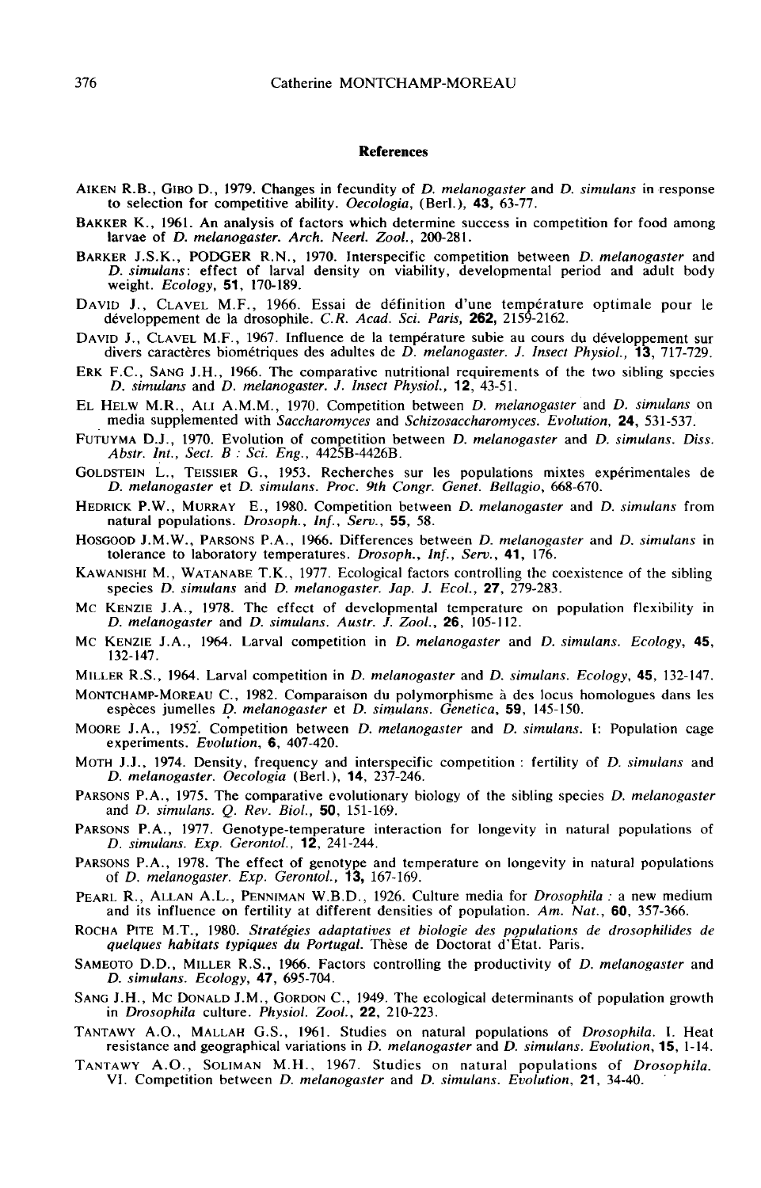## References

AIKEN R.B., GIBO D., 1979. Changes in fecundity of *D. melanogaster* and *D. simulans* in response to selection for competitive ability. *Oecologia*, (Berl.), **43**, 63-77.

BAKKER K., 1961. An analysis of factors which determine success in competition for food among larvae of *D. melanogaster*. *Arch. Neerl. Zool.*, 200-281.

BARKER J.S.K., PODGER R.N., 1970. Interspecific competition between *D. melanogaster* and *D. simulans*: effect of larval density on viability, developmental period and adult body weight. *Ecology*, **51**, 170-189.

DAVID J., CLAVEL M.F., 1966. Essai de définition d'une température optimale pour le développement de la drosophile. *C.R. Acad. Sci. Paris*, **262**, 2159-2162.

DAVID J., CLAVEL M.F., 1967. Influence de la température subie au cours du développement sur divers caractères biométriques des adultes de *D. melanogaster*. *J. Insect Physiol.*, **13**, 717-729.

ERK F.C., SANG J.H., 1966. The comparative nutritional requirements of the two sibling species *D. simulans* and *D. melanogaster*. *J. Insect Physiol.*, **12**, 43-51.

EL HELW M.R., ALI A.M.M., 1970. Competition between *D. melanogaster* and *D. simulans* on media supplemented with *Saccharomyces* and *Schizosaccharomyces*. *Evolution*, **24**, 531-537.

FUTUYMA D.J., 1970. Evolution of competition between *D. melanogaster* and *D. simulans*. *Diss. Abstr. Int., Sect. B : Sci. Eng.*, 4425B-4426B.

GOLDSTEIN L., TEISSIER G., 1953. Recherches sur les populations mixtes expérimentales de *D. melanogaster* et *D. simulans*. *Proc. 9th Congr. Genet. Bellagio*, 668-670.

HEDRICK P.W., MURRAY E., 1980. Competition between *D. melanogaster* and *D. simulans* from natural populations. *Drosoph., Inf., Serv.*, **55**, 58.

HOSGOOD J.M.W., PARSONS P.A., 1966. Differences between *D. melanogaster* and *D. simulans* in tolerance to laboratory temperatures. *Drosoph., Inf., Serv.*, **41**, 176.

KAWANISHI M., WATANABE T.K., 1977. Ecological factors controlling the coexistence of the sibling species *D. simulans* and *D. melanogaster*. *Jap. J. Ecol.*, **27**, 279-283.

MC KENZIE J.A., 1978. The effect of developmental temperature on population flexibility in *D. melanogaster* and *D. simulans*. *Austr. J. Zool.*, **26**, 105-112.

MC KENZIE J.A., 1964. Larval competition in *D. melanogaster* and *D. simulans*. *Ecology*, **45**, 132-147.

MILLER R.S., 1964. Larval competition in *D. melanogaster* and *D. simulans*. *Ecology*, **45**, 132-147.

MONTCHAMP-MOREAU C., 1982. Comparaison du polymorphisme à des locus homologues dans les espèces jumelles *D. melanogaster* et *D. simulans*. *Genetica*, **59**, 145-150.

MOORE J.A., 1952. Competition between *D. melanogaster* and *D. simulans*. I: Population cage experiments. *Evolution*, **6**, 407-420.

MOTH J.J., 1974. Density, frequency and interspecific competition : fertility of *D. simulans* and *D. melanogaster*. *Oecologia* (Berl.), **14**, 237-246.

PARSONS P.A., 1975. The comparative evolutionary biology of the sibling species *D. melanogaster* and *D. simulans*. *Q. Rev. Biol.*, **50**, 151-169.

PARSONS P.A., 1977. Genotype-temperature interaction for longevity in natural populations of *D. simulans*. *Exp. Gerontol.*, **12**, 241-244.

PARSONS P.A., 1978. The effect of genotype and temperature on longevity in natural populations of *D. melanogaster*. *Exp. Gerontol.*, **13**, 167-169.

PEARL R., ALLAN A.L., PENNIMAN W.B.D., 1926. Culture media for *Drosophila* : a new medium and its influence on fertility at different densities of population. *Am. Nat.*, **60**, 357-366.

ROCHA PITE M.T., 1980. *Stratégies adaptatives et biologie des populations de drosophilides de quelques habitats typiques du Portugal.* Thèse de Doctorat d'État. Paris.

SAMEOTO D.D., MILLER R.S., 1966. Factors controlling the productivity of *D. melanogaster* and *D. simulans*. *Ecology*, **47**, 695-704.

SANG J.H., MC DONALD J.M., GORDON C., 1949. The ecological determinants of population growth in *Drosophila* culture. *Physiol. Zool.*, **22**, 210-223.

TANTAWY A.O., MALLAH G.S., 1961. Studies on natural populations of *Drosophila*. I. Heat resistance and geographical variations in *D. melanogaster* and *D. simulans*. *Evolution*, **15**, 1-14.

TANTAWY A.O., SOLIMAN M.H., 1967. Studies on natural populations of *Drosophila*. VI. Competition between *D. melanogaster* and *D. simulans*. *Evolution*, **21**, 34-40.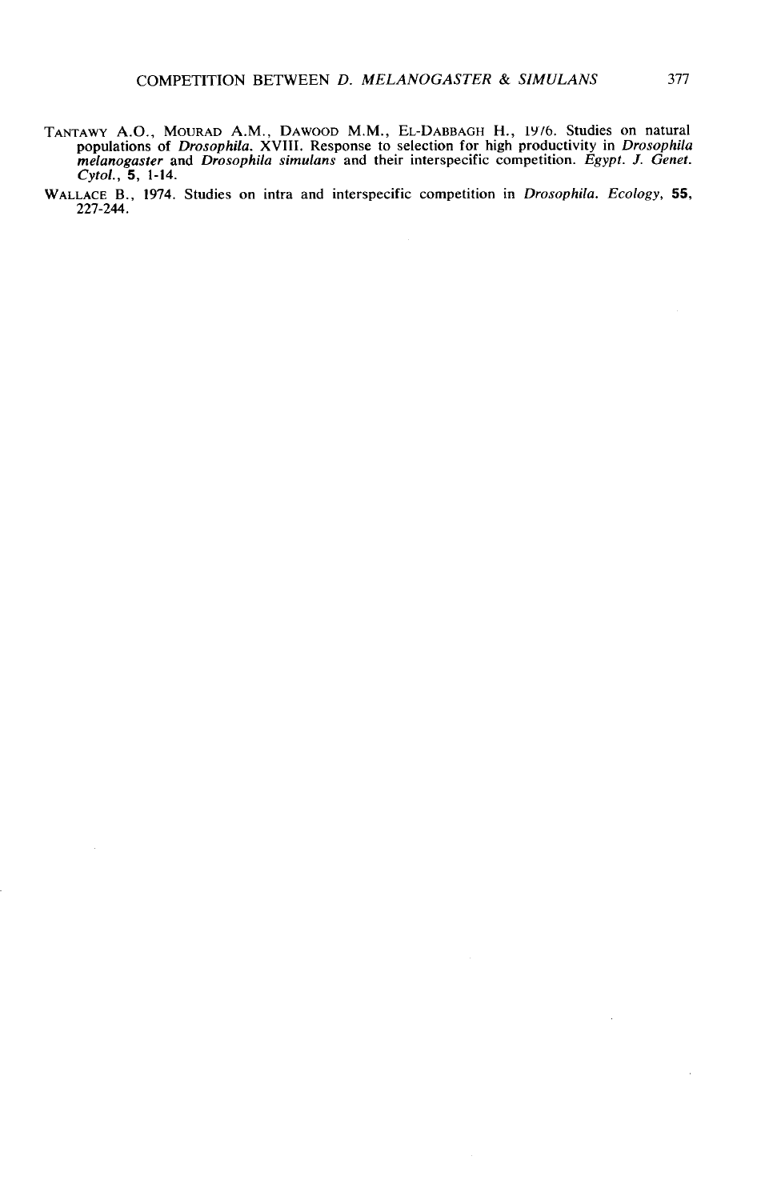TANTAWY A.O., MOURAD A.M., DAWOOD M.M., EL-DABBAGH H., 1976. Studies on natural populations of *Drosophila*. XVIII. Response to selection for high productivity in *Drosophila melanogaster* and *Drosophila simulans* and their interspecific competition. *Egypt. J. Genet. Cytol.*, **5**, 1-14.

WALLACE B., 1974. Studies on intra and interspecific competition in *Drosophila*. *Ecology*, **55**, 227-244.